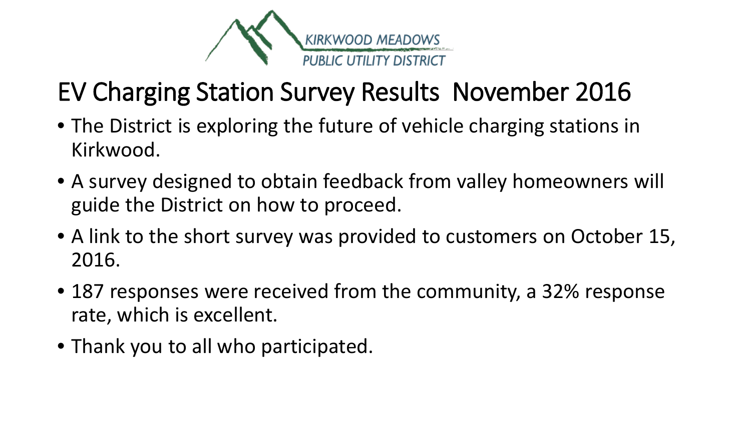KIRKWOOD MEADOWS
PUBLIC UTILITY DISTRICT

# EV Charging Station Survey Results November 2016

- The District is exploring the future of vehicle charging stations in Kirkwood.
- A survey designed to obtain feedback from valley homeowners will guide the District on how to proceed.
- A link to the short survey was provided to customers on October 15, 2016.
- 187 responses were received from the community, a 32% response rate, which is excellent.
- Thank you to all who participated.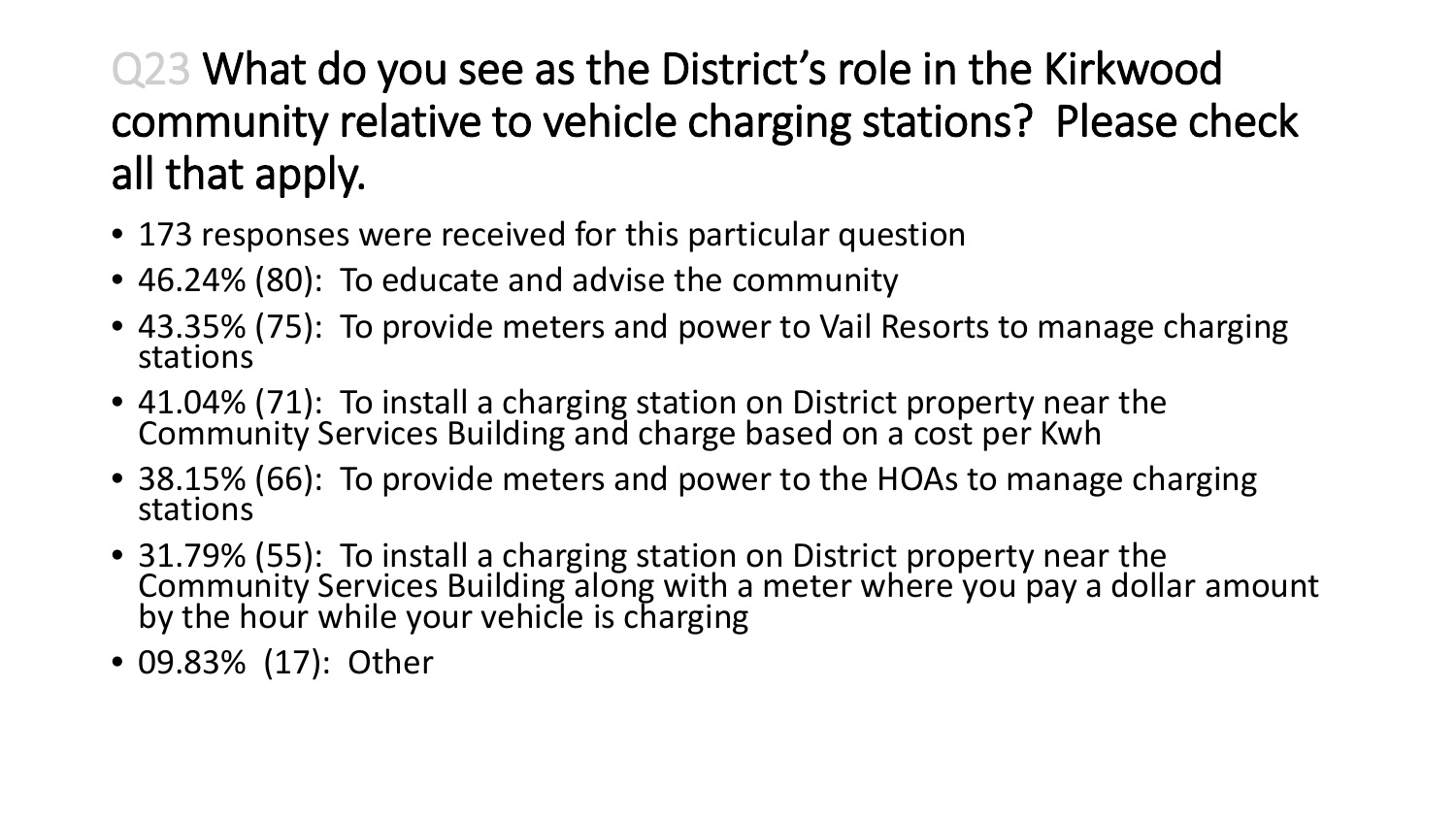# Q23 What do you see as the District's role in the Kirkwood community relative to vehicle charging stations? Please check all that apply.

- 173 responses were received for this particular question
- 46.24% (80): To educate and advise the community
- 43.35% (75): To provide meters and power to Vail Resorts to manage charging stations
- 41.04% (71): To install a charging station on District property near the Community Services Building and charge based on a cost per Kwh
- 38.15% (66): To provide meters and power to the HOAs to manage charging stations
- 31.79% (55): To install a charging station on District property near the Community Services Building along with a meter where you pay a dollar amount by the hour while your vehicle is charging
- 09.83% (17): Other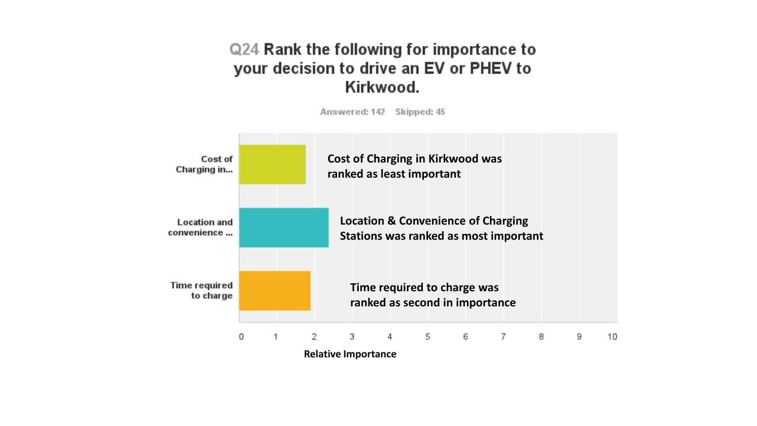# Q24 Rank the following for importance to your decision to drive an EV or PHEV to Kirkwood.

Answered: 142 Skipped: 45

| | Relative Importance |
|---|---|
| Cost of Charging in... | ~1.8 |
| Location and convenience ... | ~2.4 |
| Time required to charge | ~1.9 |

Cost of Charging in Kirkwood was ranked as least important

Location & Convenience of Charging Stations was ranked as most important

Time required to charge was ranked as second in importance

Relative Importance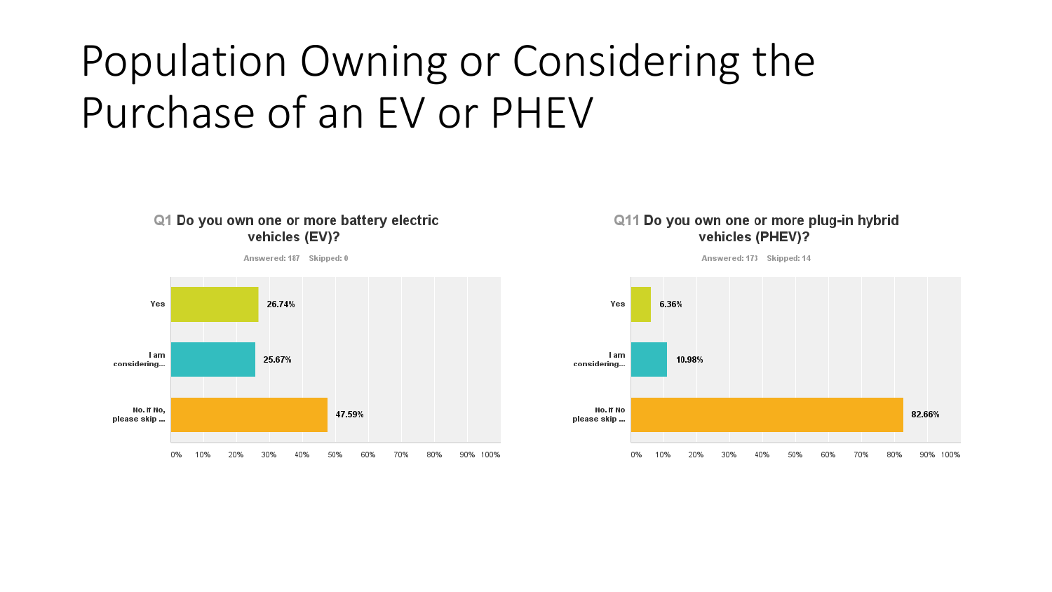# Population Owning or Considering the Purchase of an EV or PHEV

**Q1 Do you own one or more battery electric vehicles (EV)?**

Answered: 187 Skipped: 0

| Answer | Percentage |
| --- | --- |
| Yes | 26.74% |
| I am considering... | 25.67% |
| No. If No, please skip ... | 47.59% |

**Q11 Do you own one or more plug-in hybrid vehicles (PHEV)?**

Answered: 173 Skipped: 14

| Answer | Percentage |
| --- | --- |
| Yes | 6.36% |
| I am considering... | 10.98% |
| No. If No please skip ... | 82.66% |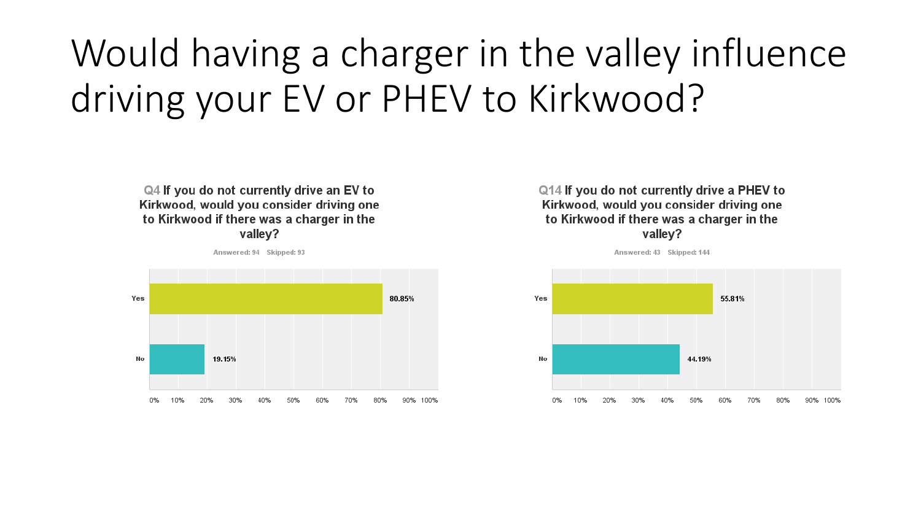# Would having a charger in the valley influence driving your EV or PHEV to Kirkwood?

**Q4 If you do not currently drive an EV to Kirkwood, would you consider driving one to Kirkwood if there was a charger in the valley?**

Answered: 94 Skipped: 93

| Answer | Percentage |
| --- | --- |
| Yes | 80.85% |
| No | 19.15% |

**Q14 If you do not currently drive a PHEV to Kirkwood, would you consider driving one to Kirkwood if there was a charger in the valley?**

Answered: 43 Skipped: 144

| Answer | Percentage |
| --- | --- |
| Yes | 55.81% |
| No | 44.19% |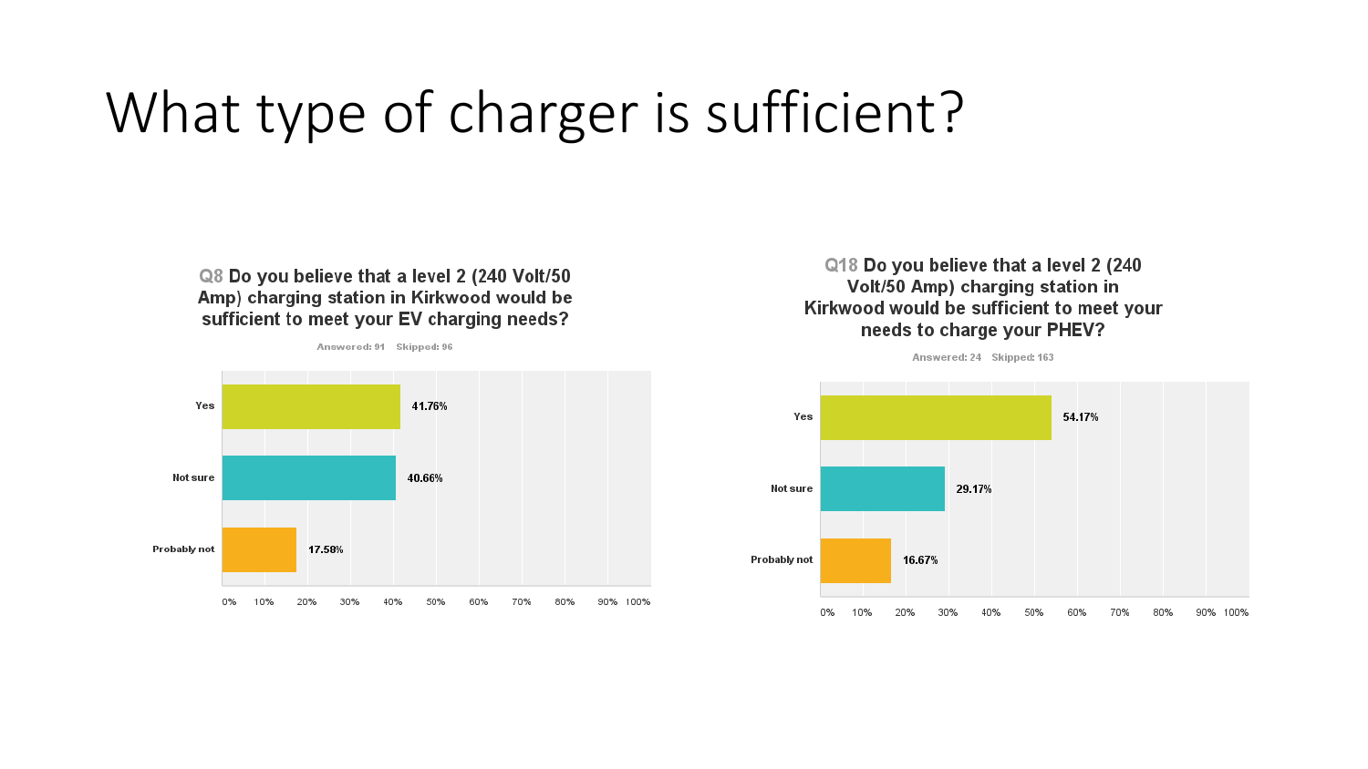# What type of charger is sufficient?

**Q8 Do you believe that a level 2 (240 Volt/50 Amp) charging station in Kirkwood would be sufficient to meet your EV charging needs?**

Answered: 91 Skipped: 96

| Answer | Percentage |
| --- | --- |
| Yes | 41.76% |
| Not sure | 40.66% |
| Probably not | 17.58% |

**Q18 Do you believe that a level 2 (240 Volt/50 Amp) charging station in Kirkwood would be sufficient to meet your needs to charge your PHEV?**

Answered: 24 Skipped: 163

| Answer | Percentage |
| --- | --- |
| Yes | 54.17% |
| Not sure | 29.17% |
| Probably not | 16.67% |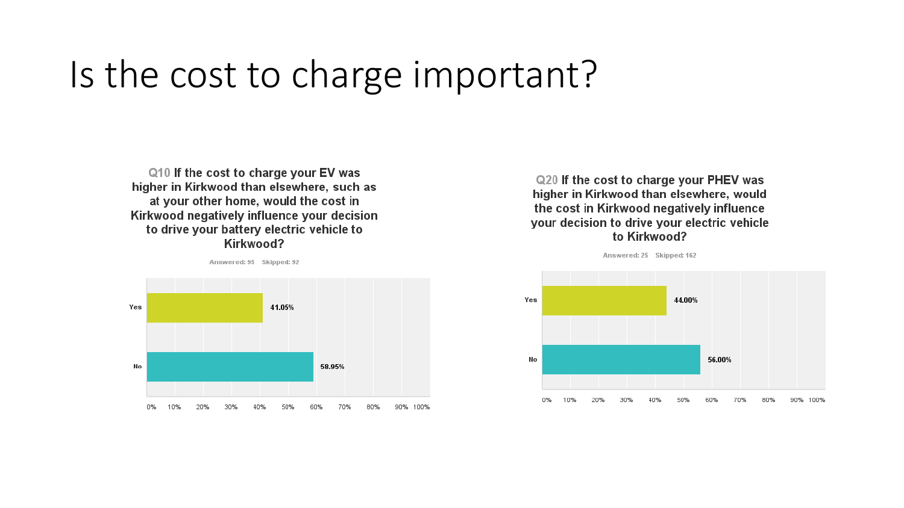# Is the cost to charge important?

**Q10 If the cost to charge your EV was higher in Kirkwood than elsewhere, such as at your other home, would the cost in Kirkwood negatively influence your decision to drive your battery electric vehicle to Kirkwood?**

Answered: 95 Skipped: 92

| Answer | Percentage |
| --- | --- |
| Yes | 41.05% |
| No | 58.95% |

**Q20 If the cost to charge your PHEV was higher in Kirkwood than elsewhere, would the cost in Kirkwood negatively influence your decision to drive your electric vehicle to Kirkwood?**

Answered: 25 Skipped: 162

| Answer | Percentage |
| --- | --- |
| Yes | 44.00% |
| No | 56.00% |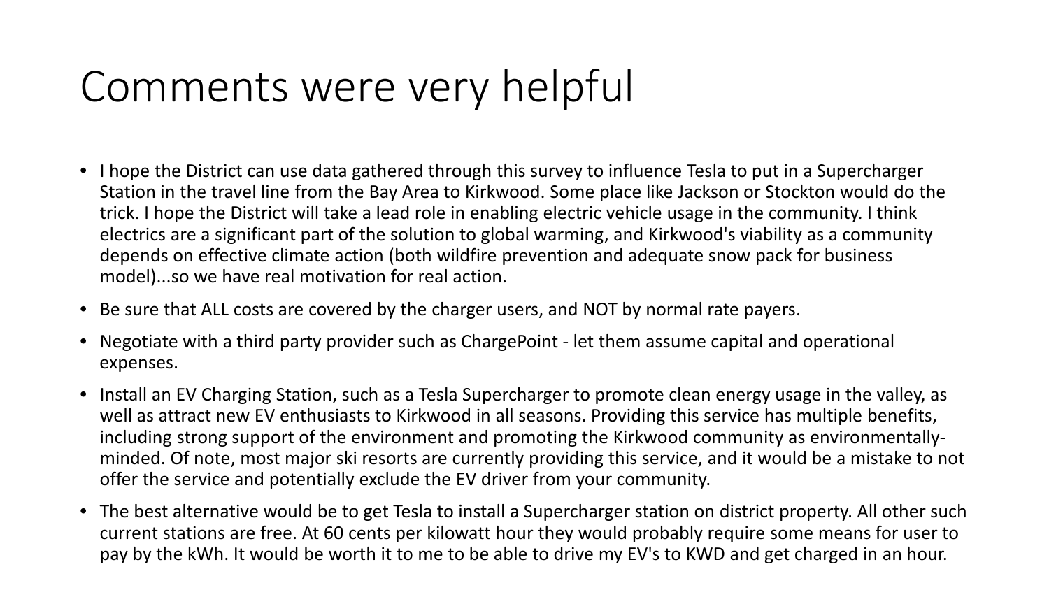# Comments were very helpful

- I hope the District can use data gathered through this survey to influence Tesla to put in a Supercharger Station in the travel line from the Bay Area to Kirkwood. Some place like Jackson or Stockton would do the trick. I hope the District will take a lead role in enabling electric vehicle usage in the community. I think electrics are a significant part of the solution to global warming, and Kirkwood's viability as a community depends on effective climate action (both wildfire prevention and adequate snow pack for business model)...so we have real motivation for real action.
- Be sure that ALL costs are covered by the charger users, and NOT by normal rate payers.
- Negotiate with a third party provider such as ChargePoint - let them assume capital and operational expenses.
- Install an EV Charging Station, such as a Tesla Supercharger to promote clean energy usage in the valley, as well as attract new EV enthusiasts to Kirkwood in all seasons. Providing this service has multiple benefits, including strong support of the environment and promoting the Kirkwood community as environmentally-minded. Of note, most major ski resorts are currently providing this service, and it would be a mistake to not offer the service and potentially exclude the EV driver from your community.
- The best alternative would be to get Tesla to install a Supercharger station on district property. All other such current stations are free. At 60 cents per kilowatt hour they would probably require some means for user to pay by the kWh. It would be worth it to me to be able to drive my EV's to KWD and get charged in an hour.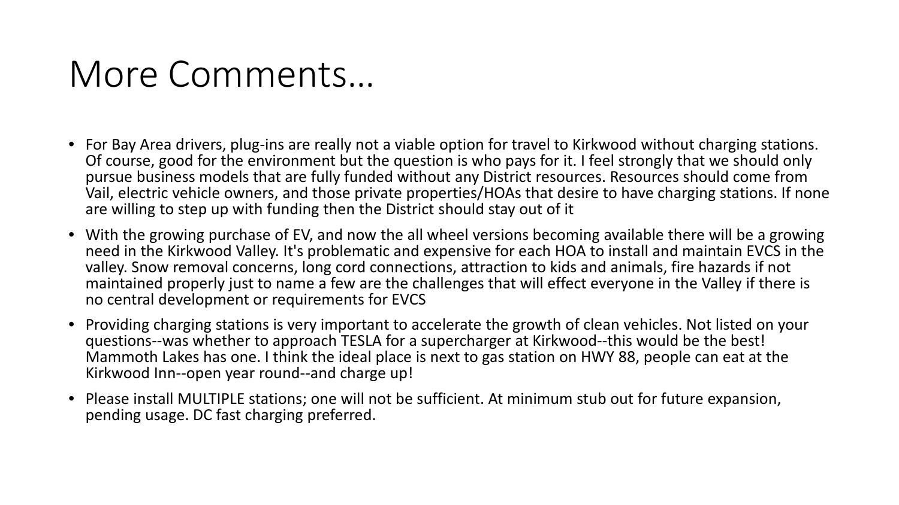# More Comments…

- For Bay Area drivers, plug-ins are really not a viable option for travel to Kirkwood without charging stations. Of course, good for the environment but the question is who pays for it. I feel strongly that we should only pursue business models that are fully funded without any District resources. Resources should come from Vail, electric vehicle owners, and those private properties/HOAs that desire to have charging stations. If none are willing to step up with funding then the District should stay out of it
- With the growing purchase of EV, and now the all wheel versions becoming available there will be a growing need in the Kirkwood Valley. It's problematic and expensive for each HOA to install and maintain EVCS in the valley. Snow removal concerns, long cord connections, attraction to kids and animals, fire hazards if not maintained properly just to name a few are the challenges that will effect everyone in the Valley if there is no central development or requirements for EVCS
- Providing charging stations is very important to accelerate the growth of clean vehicles. Not listed on your questions--was whether to approach TESLA for a supercharger at Kirkwood--this would be the best! Mammoth Lakes has one. I think the ideal place is next to gas station on HWY 88, people can eat at the Kirkwood Inn--open year round--and charge up!
- Please install MULTIPLE stations; one will not be sufficient. At minimum stub out for future expansion, pending usage. DC fast charging preferred.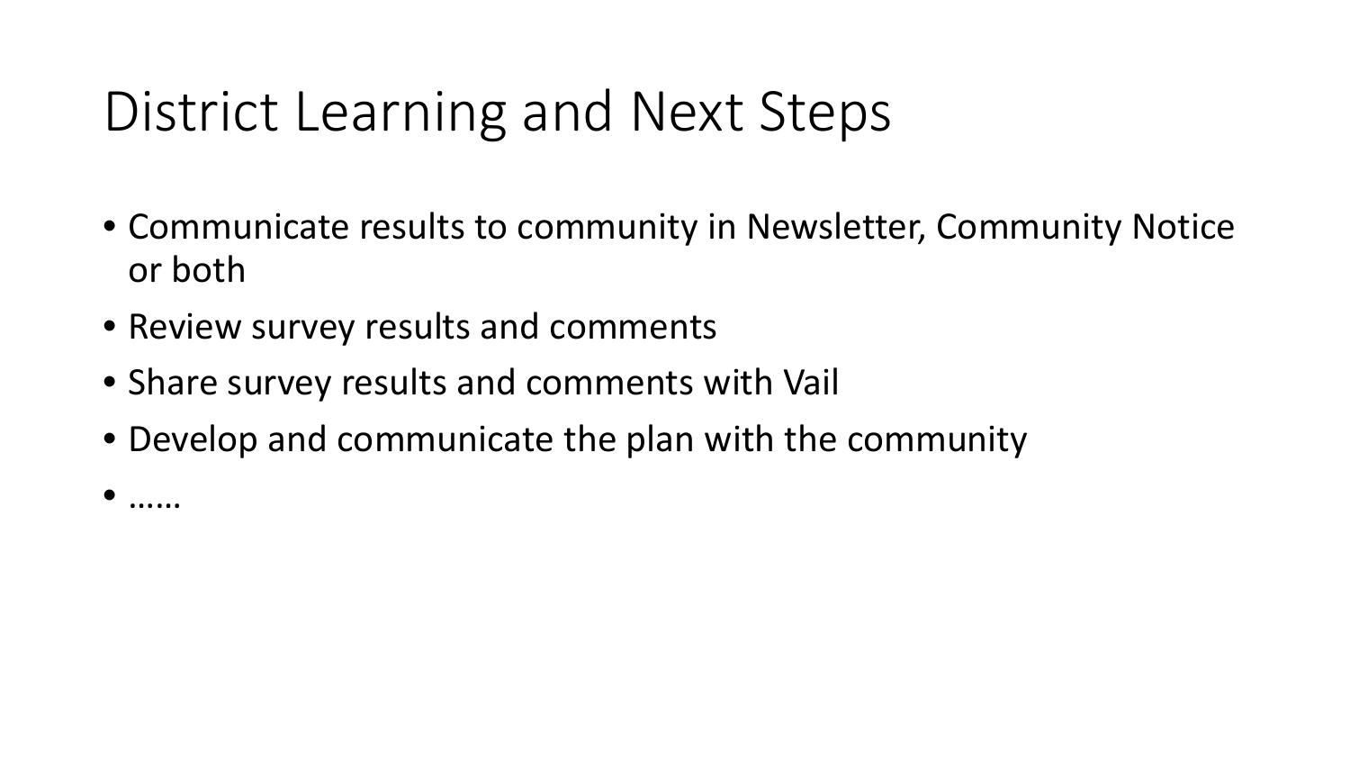# District Learning and Next Steps

- Communicate results to community in Newsletter, Community Notice or both
- Review survey results and comments
- Share survey results and comments with Vail
- Develop and communicate the plan with the community
- ……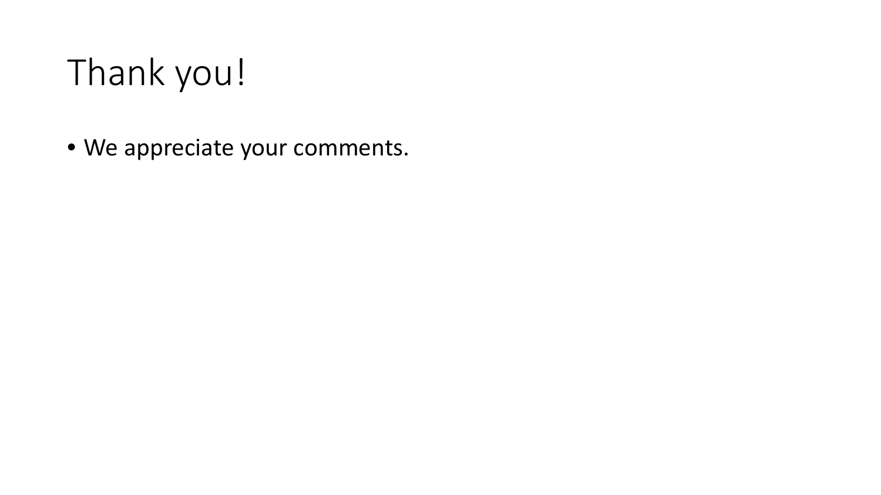# Thank you!

- We appreciate your comments.